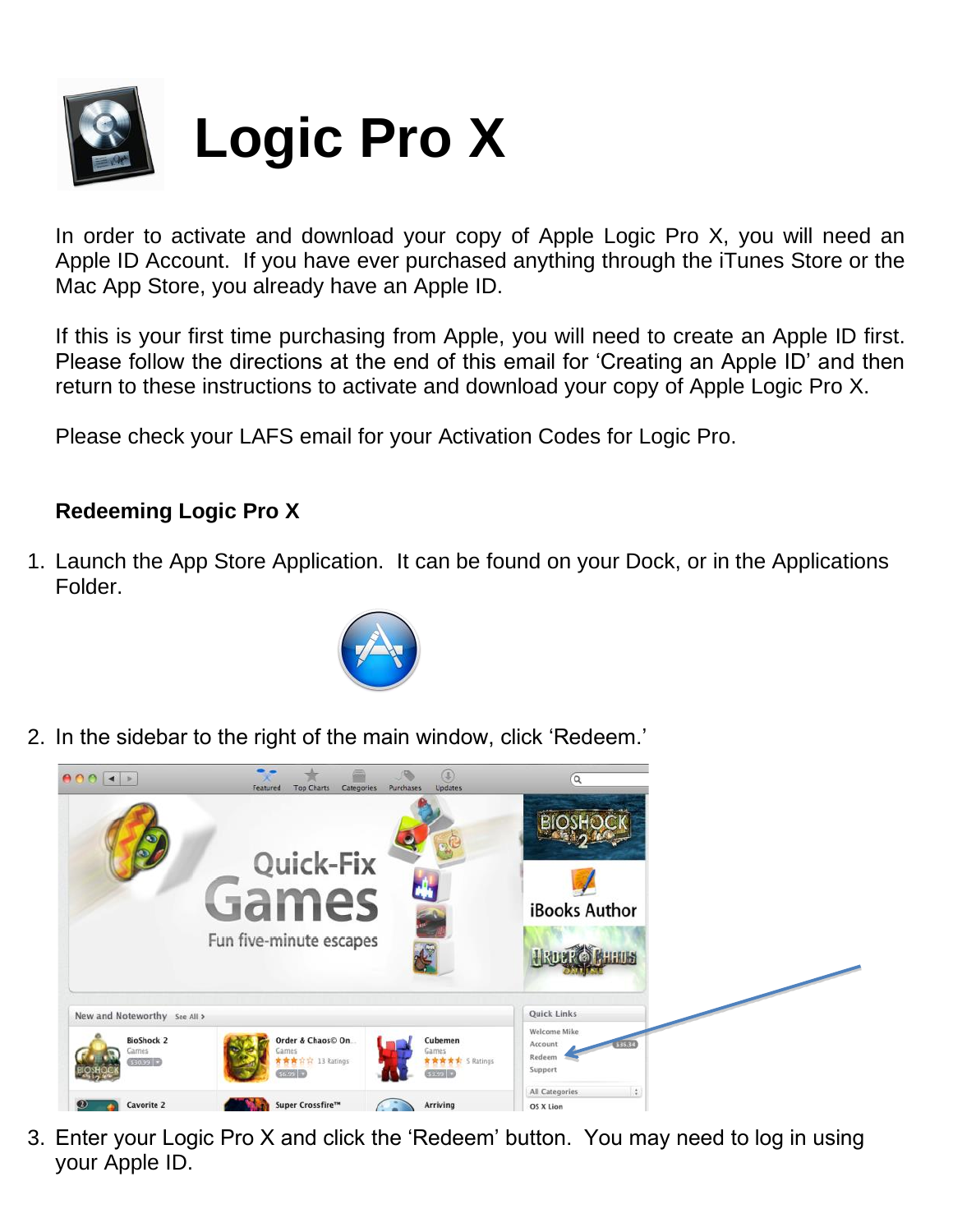# Logic Pro X

In order to activate and download your copy of Apple Logic Pro X, you will need an Apple ID Account. If you have ever purchased anything through the iTunes Store or the Mac App Store, you already have an Apple ID.

If this is your first time purchasing from Apple, you will need to create an Apple ID first. Please follow the directions at the end of this email for 'Creating an Apple ID' and then return to these instructions to activate and download your copy of Apple Logic Pro X.

Please check your LAFS email for your Activation Codes for Logic Pro.

**Redeeming Logic Pro X**

1. Launch the App Store Application. It can be found on your Dock, or in the Applications Folder.
2. In the sidebar to the right of the main window, click 'Redeem.'
3. Enter your Logic Pro X and click the 'Redeem' button. You may need to log in using your Apple ID.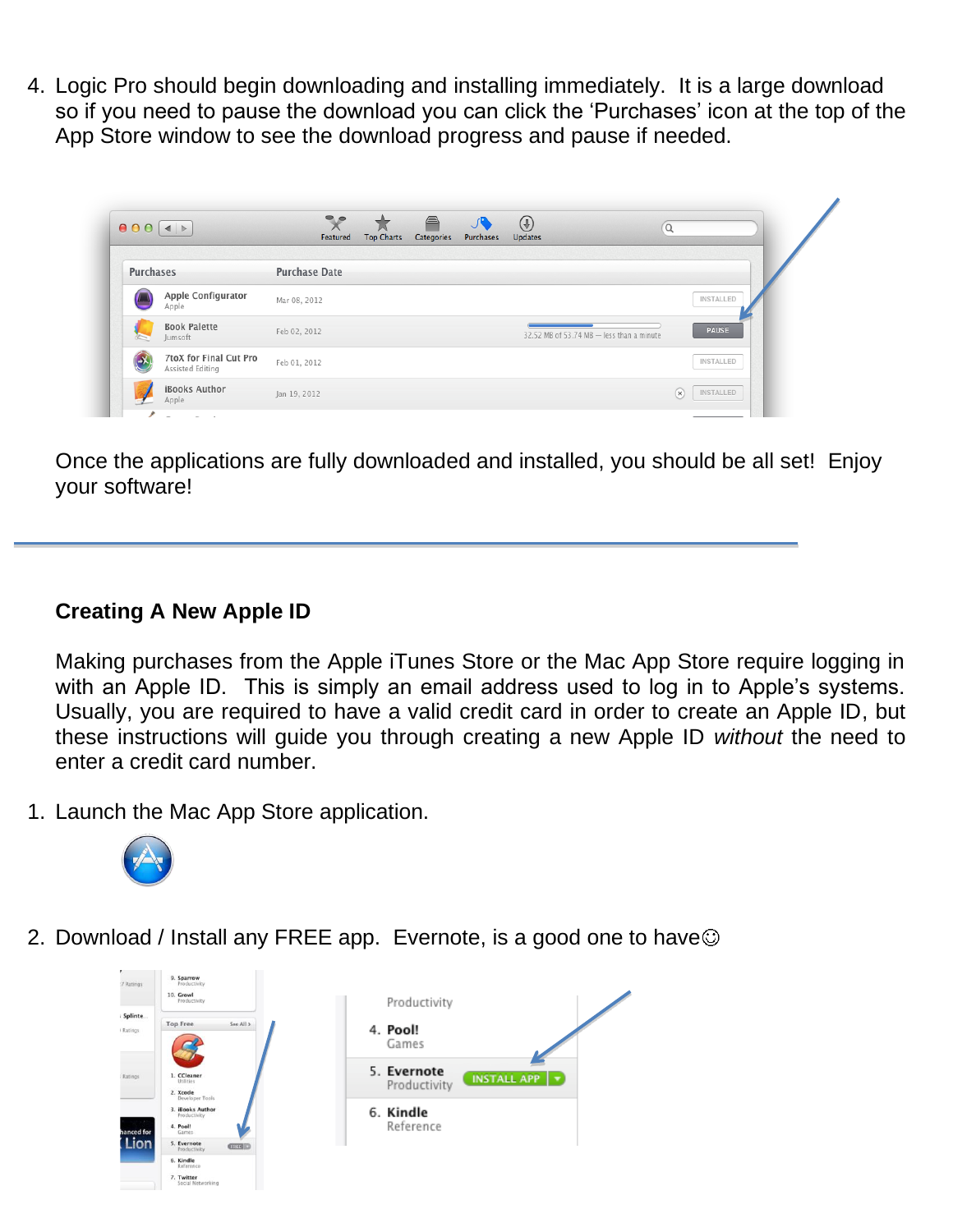4. Logic Pro should begin downloading and installing immediately. It is a large download so if you need to pause the download you can click the 'Purchases' icon at the top of the App Store window to see the download progress and pause if needed.

Once the applications are fully downloaded and installed, you should be all set! Enjoy your software!

---

### Creating A New Apple ID

Making purchases from the Apple iTunes Store or the Mac App Store require logging in with an Apple ID. This is simply an email address used to log in to Apple's systems. Usually, you are required to have a valid credit card in order to create an Apple ID, but these instructions will guide you through creating a new Apple ID *without* the need to enter a credit card number.

1. Launch the Mac App Store application.

2. Download / Install any FREE app. Evernote, is a good one to have☺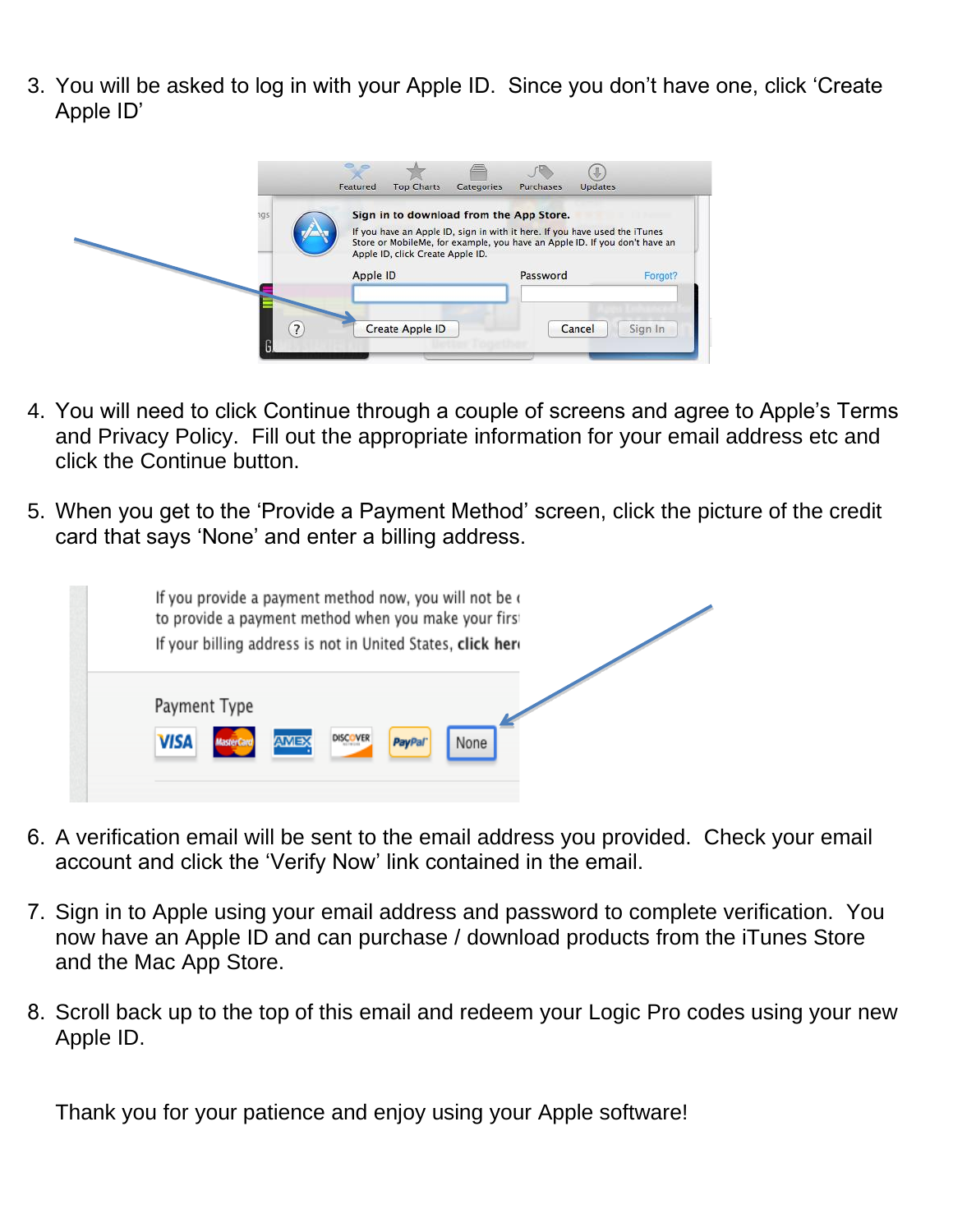3. You will be asked to log in with your Apple ID. Since you don't have one, click 'Create Apple ID'

4. You will need to click Continue through a couple of screens and agree to Apple's Terms and Privacy Policy. Fill out the appropriate information for your email address etc and click the Continue button.

5. When you get to the 'Provide a Payment Method' screen, click the picture of the credit card that says 'None' and enter a billing address.

6. A verification email will be sent to the email address you provided. Check your email account and click the 'Verify Now' link contained in the email.

7. Sign in to Apple using your email address and password to complete verification. You now have an Apple ID and can purchase / download products from the iTunes Store and the Mac App Store.

8. Scroll back up to the top of this email and redeem your Logic Pro codes using your new Apple ID.

Thank you for your patience and enjoy using your Apple software!